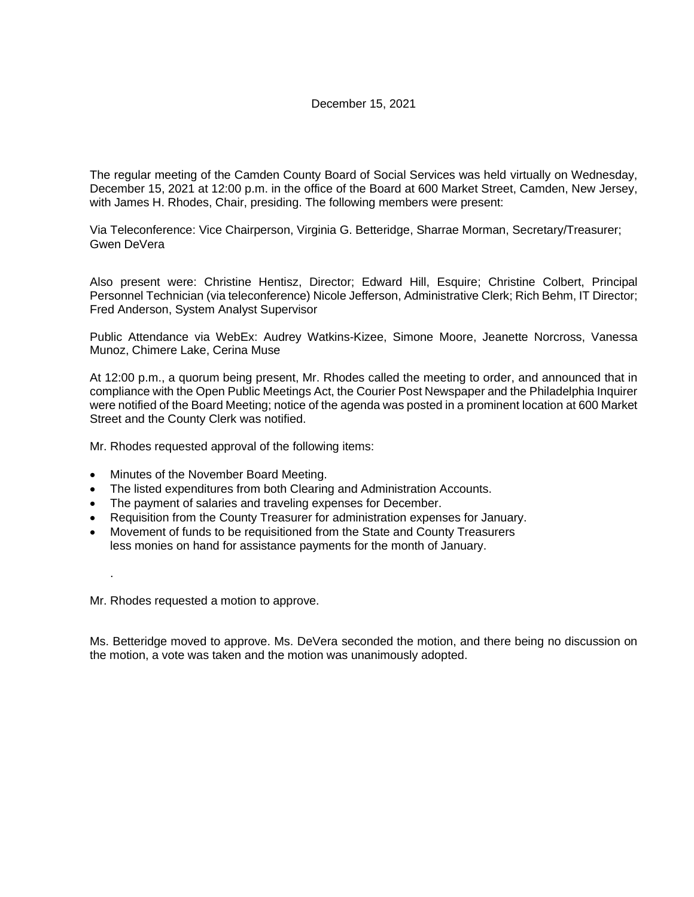December 15, 2021

The regular meeting of the Camden County Board of Social Services was held virtually on Wednesday, December 15, 2021 at 12:00 p.m. in the office of the Board at 600 Market Street, Camden, New Jersey, with James H. Rhodes, Chair, presiding. The following members were present:

Via Teleconference: Vice Chairperson, Virginia G. Betteridge, Sharrae Morman, Secretary/Treasurer; Gwen DeVera

Also present were: Christine Hentisz, Director; Edward Hill, Esquire; Christine Colbert, Principal Personnel Technician (via teleconference) Nicole Jefferson, Administrative Clerk; Rich Behm, IT Director; Fred Anderson, System Analyst Supervisor

Public Attendance via WebEx: Audrey Watkins-Kizee, Simone Moore, Jeanette Norcross, Vanessa Munoz, Chimere Lake, Cerina Muse

At 12:00 p.m., a quorum being present, Mr. Rhodes called the meeting to order, and announced that in compliance with the Open Public Meetings Act, the Courier Post Newspaper and the Philadelphia Inquirer were notified of the Board Meeting; notice of the agenda was posted in a prominent location at 600 Market Street and the County Clerk was notified.

Mr. Rhodes requested approval of the following items:

- Minutes of the November Board Meeting.
- The listed expenditures from both Clearing and Administration Accounts.
- The payment of salaries and traveling expenses for December.
- Requisition from the County Treasurer for administration expenses for January.
- Movement of funds to be requisitioned from the State and County Treasurers less monies on hand for assistance payments for the month of January.

.

Mr. Rhodes requested a motion to approve.

Ms. Betteridge moved to approve. Ms. DeVera seconded the motion, and there being no discussion on the motion, a vote was taken and the motion was unanimously adopted.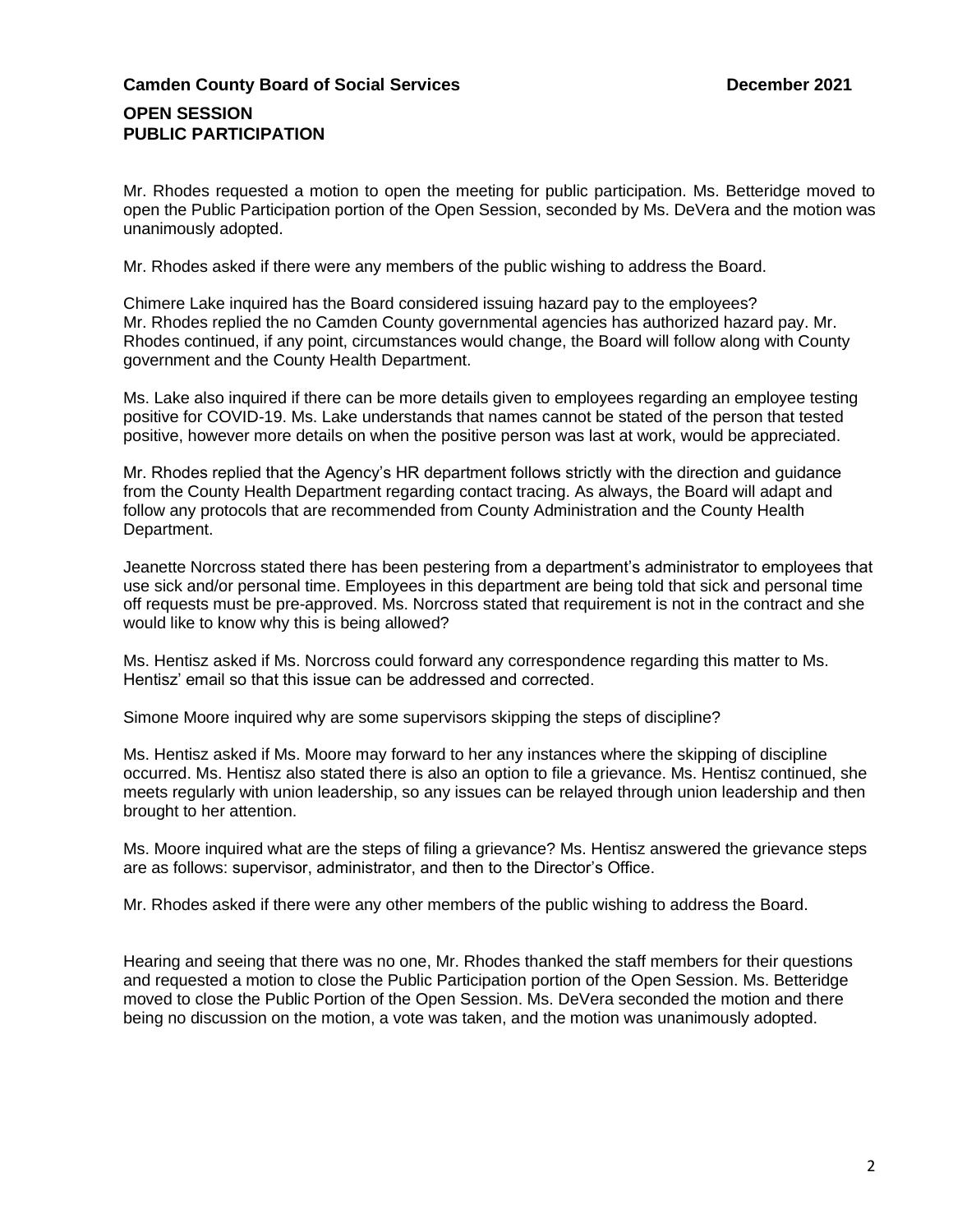**Camden County Board of Social Services December 2021**

## OPEN SESSION
## PUBLIC PARTICIPATION

Mr. Rhodes requested a motion to open the meeting for public participation. Ms. Betteridge moved to open the Public Participation portion of the Open Session, seconded by Ms. DeVera and the motion was unanimously adopted.

Mr. Rhodes asked if there were any members of the public wishing to address the Board.

Chimere Lake inquired has the Board considered issuing hazard pay to the employees? Mr. Rhodes replied the no Camden County governmental agencies has authorized hazard pay. Mr. Rhodes continued, if any point, circumstances would change, the Board will follow along with County government and the County Health Department.

Ms. Lake also inquired if there can be more details given to employees regarding an employee testing positive for COVID-19. Ms. Lake understands that names cannot be stated of the person that tested positive, however more details on when the positive person was last at work, would be appreciated.

Mr. Rhodes replied that the Agency's HR department follows strictly with the direction and guidance from the County Health Department regarding contact tracing. As always, the Board will adapt and follow any protocols that are recommended from County Administration and the County Health Department.

Jeanette Norcross stated there has been pestering from a department's administrator to employees that use sick and/or personal time. Employees in this department are being told that sick and personal time off requests must be pre-approved. Ms. Norcross stated that requirement is not in the contract and she would like to know why this is being allowed?

Ms. Hentisz asked if Ms. Norcross could forward any correspondence regarding this matter to Ms. Hentisz' email so that this issue can be addressed and corrected.

Simone Moore inquired why are some supervisors skipping the steps of discipline?

Ms. Hentisz asked if Ms. Moore may forward to her any instances where the skipping of discipline occurred. Ms. Hentisz also stated there is also an option to file a grievance. Ms. Hentisz continued, she meets regularly with union leadership, so any issues can be relayed through union leadership and then brought to her attention.

Ms. Moore inquired what are the steps of filing a grievance? Ms. Hentisz answered the grievance steps are as follows: supervisor, administrator, and then to the Director's Office.

Mr. Rhodes asked if there were any other members of the public wishing to address the Board.

Hearing and seeing that there was no one, Mr. Rhodes thanked the staff members for their questions and requested a motion to close the Public Participation portion of the Open Session. Ms. Betteridge moved to close the Public Portion of the Open Session. Ms. DeVera seconded the motion and there being no discussion on the motion, a vote was taken, and the motion was unanimously adopted.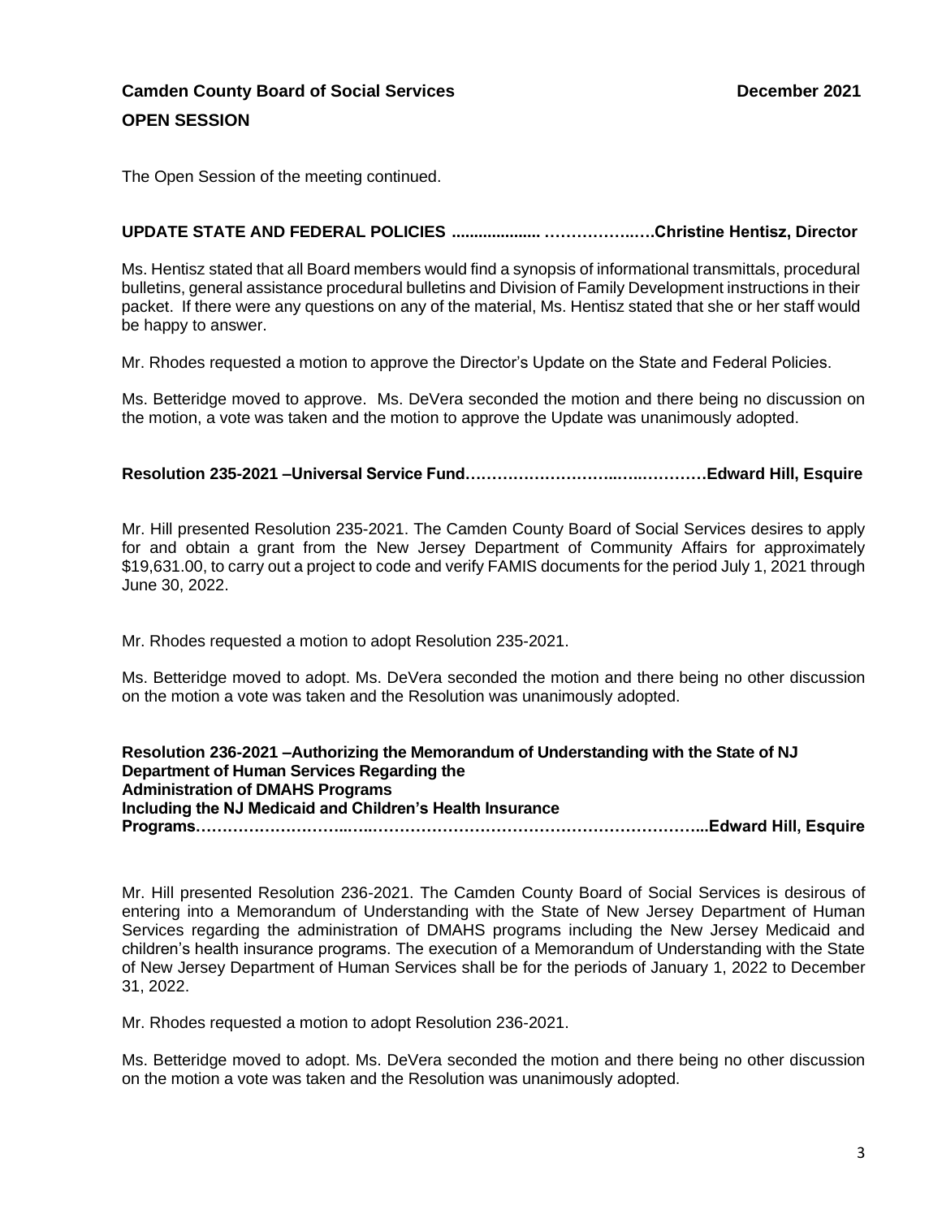**Camden County Board of Social Services** **December 2021**

**OPEN SESSION**

The Open Session of the meeting continued.

**UPDATE STATE AND FEDERAL POLICIES .................... ……………..….Christine Hentisz, Director**

Ms. Hentisz stated that all Board members would find a synopsis of informational transmittals, procedural bulletins, general assistance procedural bulletins and Division of Family Development instructions in their packet. If there were any questions on any of the material, Ms. Hentisz stated that she or her staff would be happy to answer.

Mr. Rhodes requested a motion to approve the Director's Update on the State and Federal Policies.

Ms. Betteridge moved to approve. Ms. DeVera seconded the motion and there being no discussion on the motion, a vote was taken and the motion to approve the Update was unanimously adopted.

**Resolution 235-2021 –Universal Service Fund……………………..…..…………Edward Hill, Esquire**

Mr. Hill presented Resolution 235-2021. The Camden County Board of Social Services desires to apply for and obtain a grant from the New Jersey Department of Community Affairs for approximately $19,631.00, to carry out a project to code and verify FAMIS documents for the period July 1, 2021 through June 30, 2022.

Mr. Rhodes requested a motion to adopt Resolution 235-2021.

Ms. Betteridge moved to adopt. Ms. DeVera seconded the motion and there being no other discussion on the motion a vote was taken and the Resolution was unanimously adopted.

**Resolution 236-2021 –Authorizing the Memorandum of Understanding with the State of NJ Department of Human Services Regarding the Administration of DMAHS Programs Including the NJ Medicaid and Children's Health Insurance Programs……………………..…..………………………………………………...Edward Hill, Esquire**

Mr. Hill presented Resolution 236-2021. The Camden County Board of Social Services is desirous of entering into a Memorandum of Understanding with the State of New Jersey Department of Human Services regarding the administration of DMAHS programs including the New Jersey Medicaid and children's health insurance programs. The execution of a Memorandum of Understanding with the State of New Jersey Department of Human Services shall be for the periods of January 1, 2022 to December 31, 2022.

Mr. Rhodes requested a motion to adopt Resolution 236-2021.

Ms. Betteridge moved to adopt. Ms. DeVera seconded the motion and there being no other discussion on the motion a vote was taken and the Resolution was unanimously adopted.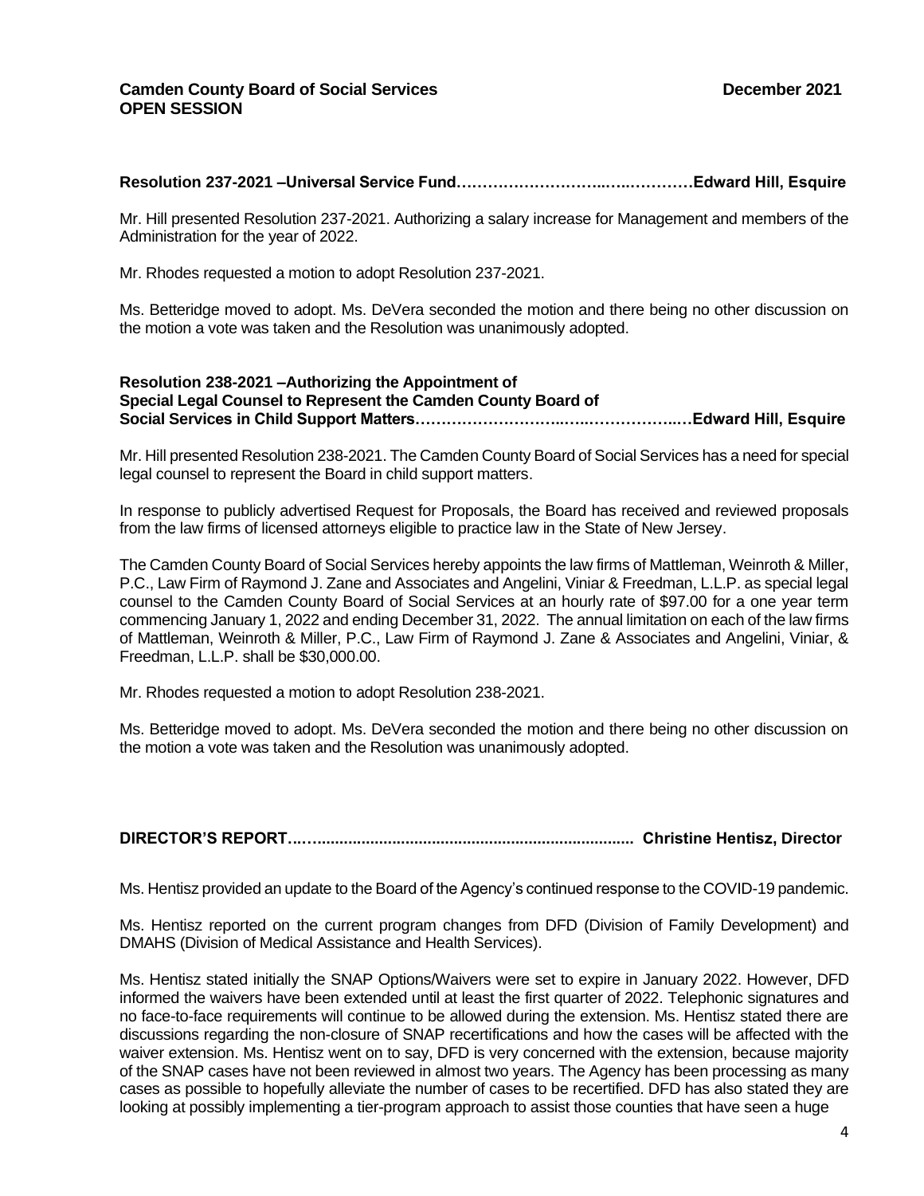**Camden County Board of Social Services** **December 2021**
**OPEN SESSION**

**Resolution 237-2021 –Universal Service Fund……………………..…..…………Edward Hill, Esquire**

Mr. Hill presented Resolution 237-2021. Authorizing a salary increase for Management and members of the Administration for the year of 2022.

Mr. Rhodes requested a motion to adopt Resolution 237-2021.

Ms. Betteridge moved to adopt. Ms. DeVera seconded the motion and there being no other discussion on the motion a vote was taken and the Resolution was unanimously adopted.

**Resolution 238-2021 –Authorizing the Appointment of Special Legal Counsel to Represent the Camden County Board of Social Services in Child Support Matters……………………..…..………………..…Edward Hill, Esquire**

Mr. Hill presented Resolution 238-2021. The Camden County Board of Social Services has a need for special legal counsel to represent the Board in child support matters.

In response to publicly advertised Request for Proposals, the Board has received and reviewed proposals from the law firms of licensed attorneys eligible to practice law in the State of New Jersey.

The Camden County Board of Social Services hereby appoints the law firms of Mattleman, Weinroth & Miller, P.C., Law Firm of Raymond J. Zane and Associates and Angelini, Viniar & Freedman, L.L.P. as special legal counsel to the Camden County Board of Social Services at an hourly rate of $97.00 for a one year term commencing January 1, 2022 and ending December 31, 2022. The annual limitation on each of the law firms of Mattleman, Weinroth & Miller, P.C., Law Firm of Raymond J. Zane & Associates and Angelini, Viniar, & Freedman, L.L.P. shall be $30,000.00.

Mr. Rhodes requested a motion to adopt Resolution 238-2021.

Ms. Betteridge moved to adopt. Ms. DeVera seconded the motion and there being no other discussion on the motion a vote was taken and the Resolution was unanimously adopted.

**DIRECTOR'S REPORT…….................................................................... Christine Hentisz, Director**

Ms. Hentisz provided an update to the Board of the Agency's continued response to the COVID-19 pandemic.

Ms. Hentisz reported on the current program changes from DFD (Division of Family Development) and DMAHS (Division of Medical Assistance and Health Services).

Ms. Hentisz stated initially the SNAP Options/Waivers were set to expire in January 2022. However, DFD informed the waivers have been extended until at least the first quarter of 2022. Telephonic signatures and no face-to-face requirements will continue to be allowed during the extension. Ms. Hentisz stated there are discussions regarding the non-closure of SNAP recertifications and how the cases will be affected with the waiver extension. Ms. Hentisz went on to say, DFD is very concerned with the extension, because majority of the SNAP cases have not been reviewed in almost two years. The Agency has been processing as many cases as possible to hopefully alleviate the number of cases to be recertified. DFD has also stated they are looking at possibly implementing a tier-program approach to assist those counties that have seen a huge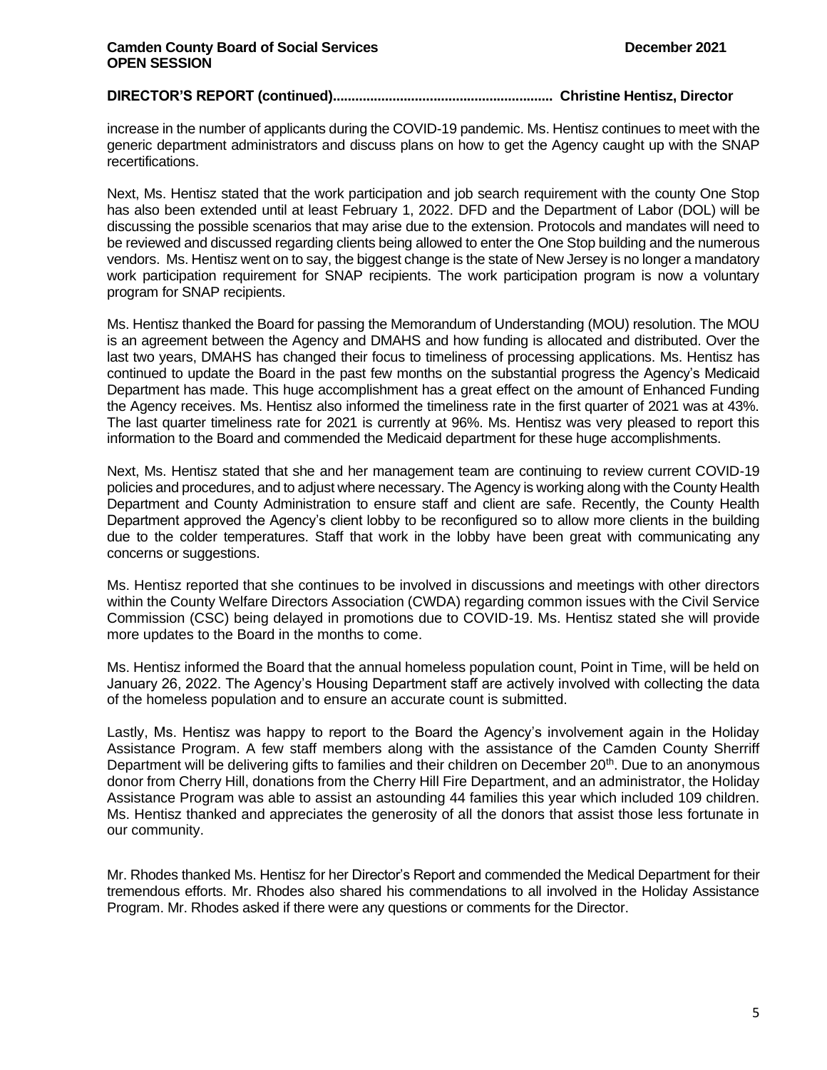**DIRECTOR'S REPORT (continued)........................................................... Christine Hentisz, Director**

increase in the number of applicants during the COVID-19 pandemic. Ms. Hentisz continues to meet with the generic department administrators and discuss plans on how to get the Agency caught up with the SNAP recertifications.

Next, Ms. Hentisz stated that the work participation and job search requirement with the county One Stop has also been extended until at least February 1, 2022. DFD and the Department of Labor (DOL) will be discussing the possible scenarios that may arise due to the extension. Protocols and mandates will need to be reviewed and discussed regarding clients being allowed to enter the One Stop building and the numerous vendors. Ms. Hentisz went on to say, the biggest change is the state of New Jersey is no longer a mandatory work participation requirement for SNAP recipients. The work participation program is now a voluntary program for SNAP recipients.

Ms. Hentisz thanked the Board for passing the Memorandum of Understanding (MOU) resolution. The MOU is an agreement between the Agency and DMAHS and how funding is allocated and distributed. Over the last two years, DMAHS has changed their focus to timeliness of processing applications. Ms. Hentisz has continued to update the Board in the past few months on the substantial progress the Agency's Medicaid Department has made. This huge accomplishment has a great effect on the amount of Enhanced Funding the Agency receives. Ms. Hentisz also informed the timeliness rate in the first quarter of 2021 was at 43%. The last quarter timeliness rate for 2021 is currently at 96%. Ms. Hentisz was very pleased to report this information to the Board and commended the Medicaid department for these huge accomplishments.

Next, Ms. Hentisz stated that she and her management team are continuing to review current COVID-19 policies and procedures, and to adjust where necessary. The Agency is working along with the County Health Department and County Administration to ensure staff and client are safe. Recently, the County Health Department approved the Agency's client lobby to be reconfigured so to allow more clients in the building due to the colder temperatures. Staff that work in the lobby have been great with communicating any concerns or suggestions.

Ms. Hentisz reported that she continues to be involved in discussions and meetings with other directors within the County Welfare Directors Association (CWDA) regarding common issues with the Civil Service Commission (CSC) being delayed in promotions due to COVID-19. Ms. Hentisz stated she will provide more updates to the Board in the months to come.

Ms. Hentisz informed the Board that the annual homeless population count, Point in Time, will be held on January 26, 2022. The Agency's Housing Department staff are actively involved with collecting the data of the homeless population and to ensure an accurate count is submitted.

Lastly, Ms. Hentisz was happy to report to the Board the Agency's involvement again in the Holiday Assistance Program. A few staff members along with the assistance of the Camden County Sherriff Department will be delivering gifts to families and their children on December 20th. Due to an anonymous donor from Cherry Hill, donations from the Cherry Hill Fire Department, and an administrator, the Holiday Assistance Program was able to assist an astounding 44 families this year which included 109 children. Ms. Hentisz thanked and appreciates the generosity of all the donors that assist those less fortunate in our community.

Mr. Rhodes thanked Ms. Hentisz for her Director's Report and commended the Medical Department for their tremendous efforts. Mr. Rhodes also shared his commendations to all involved in the Holiday Assistance Program. Mr. Rhodes asked if there were any questions or comments for the Director.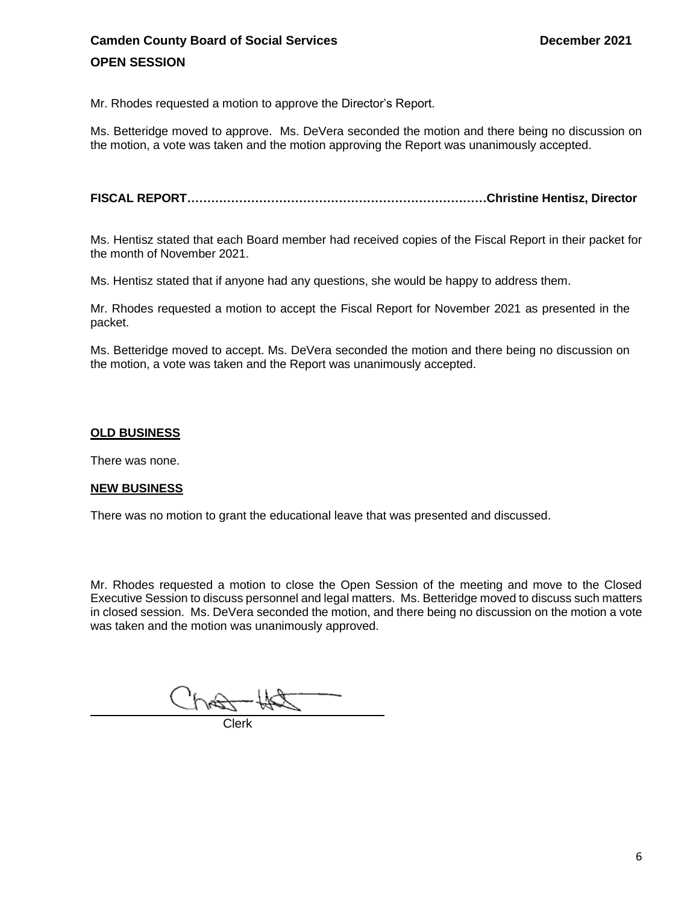Mr. Rhodes requested a motion to approve the Director's Report.

Ms. Betteridge moved to approve. Ms. DeVera seconded the motion and there being no discussion on the motion, a vote was taken and the motion approving the Report was unanimously accepted.

**FISCAL REPORT…………………………………………………………………Christine Hentisz, Director**

Ms. Hentisz stated that each Board member had received copies of the Fiscal Report in their packet for the month of November 2021.

Ms. Hentisz stated that if anyone had any questions, she would be happy to address them.

Mr. Rhodes requested a motion to accept the Fiscal Report for November 2021 as presented in the packet.

Ms. Betteridge moved to accept. Ms. DeVera seconded the motion and there being no discussion on the motion, a vote was taken and the Report was unanimously accepted.

**OLD BUSINESS**

There was none.

**NEW BUSINESS**

There was no motion to grant the educational leave that was presented and discussed.

Mr. Rhodes requested a motion to close the Open Session of the meeting and move to the Closed Executive Session to discuss personnel and legal matters. Ms. Betteridge moved to discuss such matters in closed session. Ms. DeVera seconded the motion, and there being no discussion on the motion a vote was taken and the motion was unanimously approved.

_______________________________
Clerk